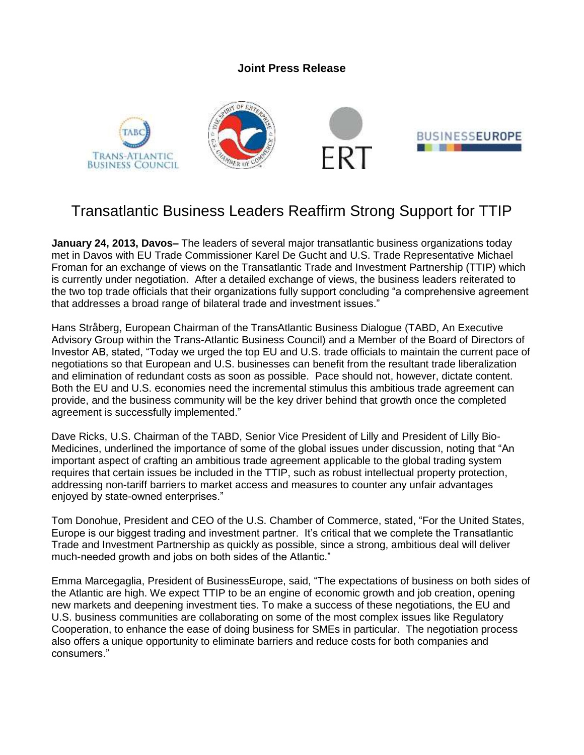**Joint Press Release**

# Transatlantic Business Leaders Reaffirm Strong Support for TTIP

**January 24, 2013, Davos–** The leaders of several major transatlantic business organizations today met in Davos with EU Trade Commissioner Karel De Gucht and U.S. Trade Representative Michael Froman for an exchange of views on the Transatlantic Trade and Investment Partnership (TTIP) which is currently under negotiation. After a detailed exchange of views, the business leaders reiterated to the two top trade officials that their organizations fully support concluding "a comprehensive agreement that addresses a broad range of bilateral trade and investment issues."

Hans Stråberg, European Chairman of the TransAtlantic Business Dialogue (TABD, An Executive Advisory Group within the Trans-Atlantic Business Council) and a Member of the Board of Directors of Investor AB, stated, "Today we urged the top EU and U.S. trade officials to maintain the current pace of negotiations so that European and U.S. businesses can benefit from the resultant trade liberalization and elimination of redundant costs as soon as possible. Pace should not, however, dictate content. Both the EU and U.S. economies need the incremental stimulus this ambitious trade agreement can provide, and the business community will be the key driver behind that growth once the completed agreement is successfully implemented."

Dave Ricks, U.S. Chairman of the TABD, Senior Vice President of Lilly and President of Lilly Bio-Medicines, underlined the importance of some of the global issues under discussion, noting that "An important aspect of crafting an ambitious trade agreement applicable to the global trading system requires that certain issues be included in the TTIP, such as robust intellectual property protection, addressing non-tariff barriers to market access and measures to counter any unfair advantages enjoyed by state-owned enterprises."

Tom Donohue, President and CEO of the U.S. Chamber of Commerce, stated, "For the United States, Europe is our biggest trading and investment partner. It's critical that we complete the Transatlantic Trade and Investment Partnership as quickly as possible, since a strong, ambitious deal will deliver much-needed growth and jobs on both sides of the Atlantic."

Emma Marcegaglia, President of BusinessEurope, said, "The expectations of business on both sides of the Atlantic are high. We expect TTIP to be an engine of economic growth and job creation, opening new markets and deepening investment ties. To make a success of these negotiations, the EU and U.S. business communities are collaborating on some of the most complex issues like Regulatory Cooperation, to enhance the ease of doing business for SMEs in particular. The negotiation process also offers a unique opportunity to eliminate barriers and reduce costs for both companies and consumers."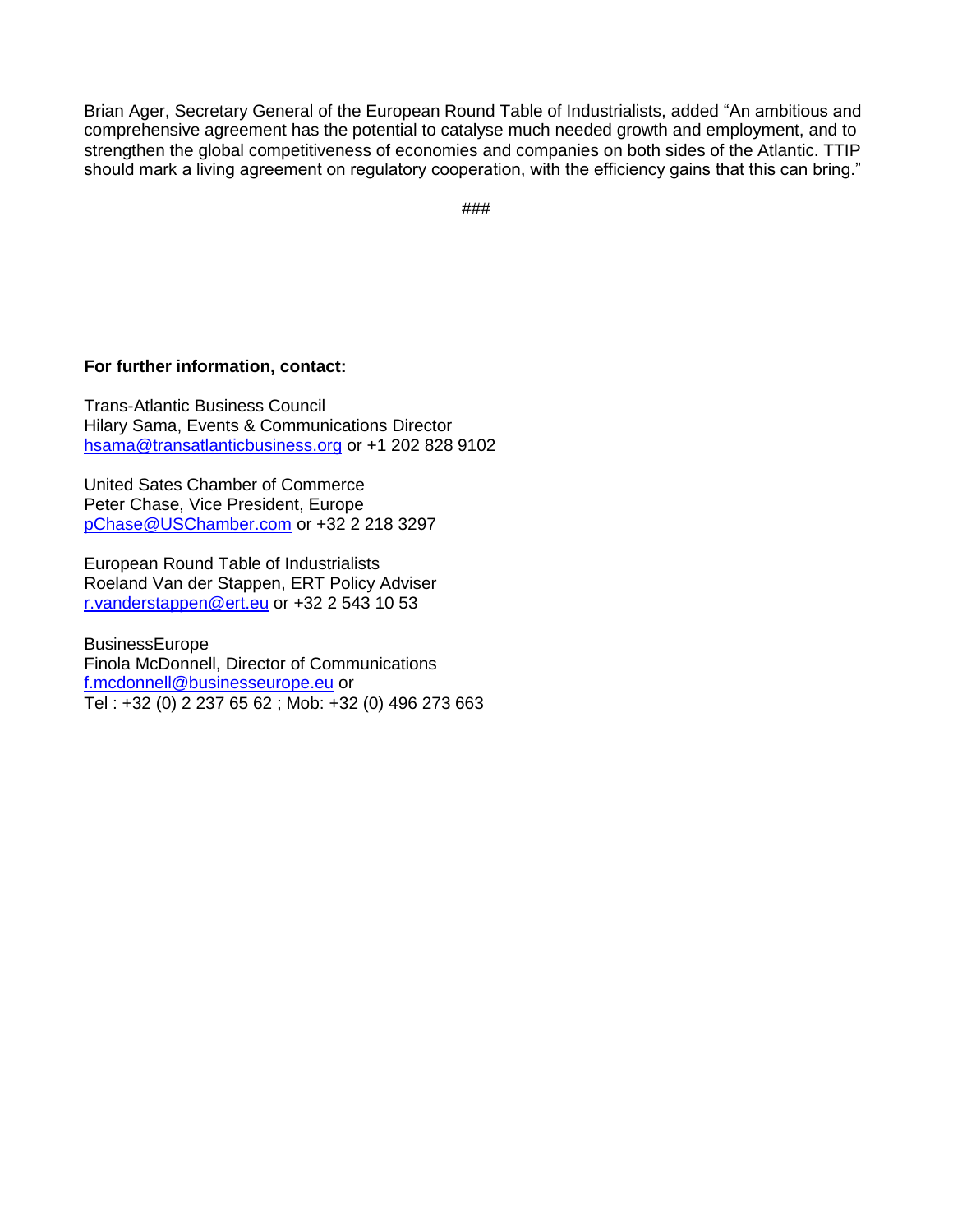Brian Ager, Secretary General of the European Round Table of Industrialists, added "An ambitious and comprehensive agreement has the potential to catalyse much needed growth and employment, and to strengthen the global competitiveness of economies and companies on both sides of the Atlantic. TTIP should mark a living agreement on regulatory cooperation, with the efficiency gains that this can bring."

###

**For further information, contact:**

Trans-Atlantic Business Council
Hilary Sama, Events & Communications Director
hsama@transatlanticbusiness.org or +1 202 828 9102

United Sates Chamber of Commerce
Peter Chase, Vice President, Europe
pChase@USChamber.com or +32 2 218 3297

European Round Table of Industrialists
Roeland Van der Stappen, ERT Policy Adviser
r.vanderstappen@ert.eu or +32 2 543 10 53

BusinessEurope
Finola McDonnell, Director of Communications
f.mcdonnell@businesseurope.eu or
Tel : +32 (0) 2 237 65 62 ; Mob: +32 (0) 496 273 663